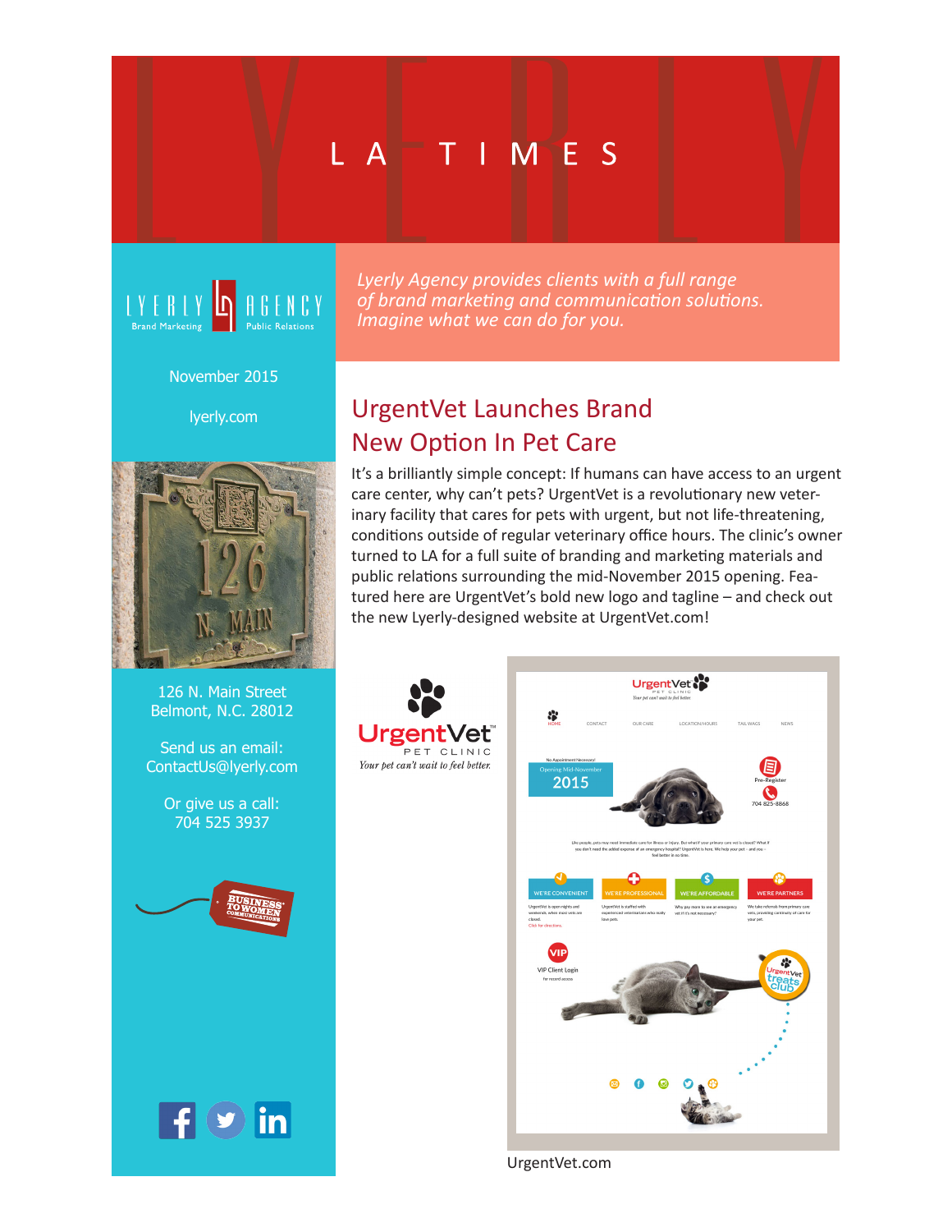# LA TIMES

LYERLY AGENCY
Brand Marketing · Public Relations

November 2015

lyerly.com

*Lyerly Agency provides clients with a full range of brand marketing and communication solutions. Imagine what we can do for you.*

## UrgentVet Launches Brand New Option In Pet Care

It's a brilliantly simple concept: If humans can have access to an urgent care center, why can't pets? UrgentVet is a revolutionary new veterinary facility that cares for pets with urgent, but not life-threatening, conditions outside of regular veterinary office hours. The clinic's owner turned to LA for a full suite of branding and marketing materials and public relations surrounding the mid-November 2015 opening. Featured here are UrgentVet's bold new logo and tagline – and check out the new Lyerly-designed website at UrgentVet.com!

UrgentVet™
PET CLINIC
*Your pet can't wait to feel better.*

UrgentVet.com

126 N. Main Street
Belmont, N.C. 28012

Send us an email:
ContactUs@lyerly.com

Or give us a call:
704 525 3937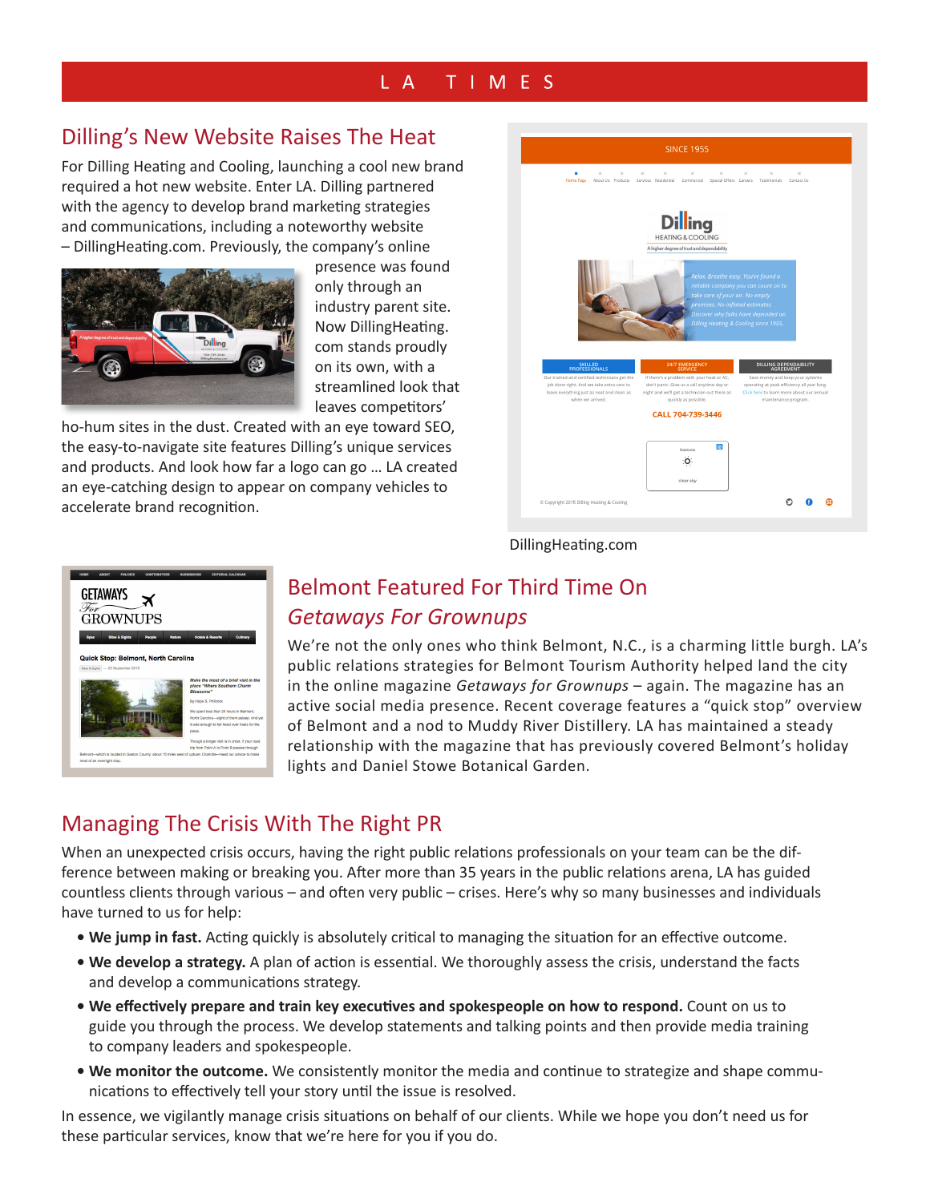# LA TIMES

## Dilling's New Website Raises The Heat

For Dilling Heating and Cooling, launching a cool new brand required a hot new website. Enter LA. Dilling partnered with the agency to develop brand marketing strategies and communications, including a noteworthy website – DillingHeating.com. Previously, the company's online presence was found only through an industry parent site. Now DillingHeating.com stands proudly on its own, with a streamlined look that leaves competitors' ho-hum sites in the dust. Created with an eye toward SEO, the easy-to-navigate site features Dilling's unique services and products. And look how far a logo can go … LA created an eye-catching design to appear on company vehicles to accelerate brand recognition.

DillingHeating.com

## Belmont Featured For Third Time On *Getaways For Grownups*

We're not the only ones who think Belmont, N.C., is a charming little burgh. LA's public relations strategies for Belmont Tourism Authority helped land the city in the online magazine *Getaways for Grownups* – again. The magazine has an active social media presence. Recent coverage features a "quick stop" overview of Belmont and a nod to Muddy River Distillery. LA has maintained a steady relationship with the magazine that has previously covered Belmont's holiday lights and Daniel Stowe Botanical Garden.

## Managing The Crisis With The Right PR

When an unexpected crisis occurs, having the right public relations professionals on your team can be the difference between making or breaking you. After more than 35 years in the public relations arena, LA has guided countless clients through various – and often very public – crises. Here's why so many businesses and individuals have turned to us for help:

- **We jump in fast.** Acting quickly is absolutely critical to managing the situation for an effective outcome.
- **We develop a strategy.** A plan of action is essential. We thoroughly assess the crisis, understand the facts and develop a communications strategy.
- **We effectively prepare and train key executives and spokespeople on how to respond.** Count on us to guide you through the process. We develop statements and talking points and then provide media training to company leaders and spokespeople.
- **We monitor the outcome.** We consistently monitor the media and continue to strategize and shape communications to effectively tell your story until the issue is resolved.

In essence, we vigilantly manage crisis situations on behalf of our clients. While we hope you don't need us for these particular services, know that we're here for you if you do.